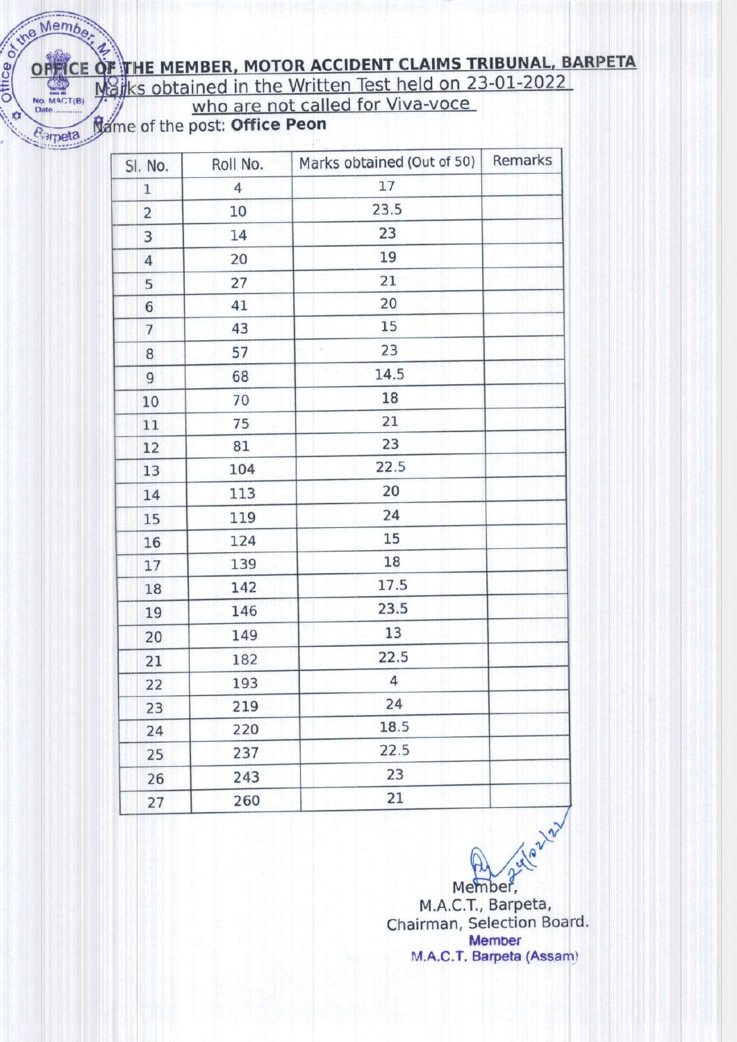# OFFICE OF THE MEMBER, MOTOR ACCIDENT CLAIMS TRIBUNAL, BARPETA

Marks obtained in the Written Test held on 23-01-2022 who are not called for Viva-voce

Name of the post: **Office Peon**

| Sl. No. | Roll No. | Marks obtained (Out of 50) | Remarks |
|---|---|---|---|
| 1 | 4 | 17 | |
| 2 | 10 | 23.5 | |
| 3 | 14 | 23 | |
| 4 | 20 | 19 | |
| 5 | 27 | 21 | |
| 6 | 41 | 20 | |
| 7 | 43 | 15 | |
| 8 | 57 | 23 | |
| 9 | 68 | 14.5 | |
| 10 | 70 | 18 | |
| 11 | 75 | 21 | |
| 12 | 81 | 23 | |
| 13 | 104 | 22.5 | |
| 14 | 113 | 20 | |
| 15 | 119 | 24 | |
| 16 | 124 | 15 | |
| 17 | 139 | 18 | |
| 18 | 142 | 17.5 | |
| 19 | 146 | 23.5 | |
| 20 | 149 | 13 | |
| 21 | 182 | 22.5 | |
| 22 | 193 | 4 | |
| 23 | 219 | 24 | |
| 24 | 220 | 18.5 | |
| 25 | 237 | 22.5 | |
| 26 | 243 | 23 | |
| 27 | 260 | 21 | |

24/02/22

Member,
M.A.C.T., Barpeta,
Chairman, Selection Board.

Member
M.A.C.T. Barpeta (Assam)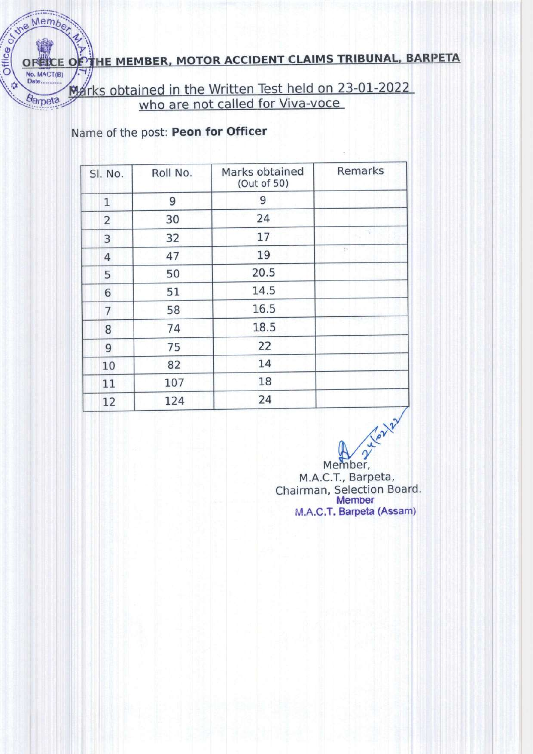# OFFICE OF THE MEMBER, MOTOR ACCIDENT CLAIMS TRIBUNAL, BARPETA

## Marks obtained in the Written Test held on 23-01-2022 who are not called for Viva-voce

Name of the post: **Peon for Officer**

| Sl. No. | Roll No. | Marks obtained (Out of 50) | Remarks |
|---|---|---|---|
| 1 | 9 | 9 | |
| 2 | 30 | 24 | |
| 3 | 32 | 17 | |
| 4 | 47 | 19 | |
| 5 | 50 | 20.5 | |
| 6 | 51 | 14.5 | |
| 7 | 58 | 16.5 | |
| 8 | 74 | 18.5 | |
| 9 | 75 | 22 | |
| 10 | 82 | 14 | |
| 11 | 107 | 18 | |
| 12 | 124 | 24 | |

24/02/22

Member,
M.A.C.T., Barpeta,
Chairman, Selection Board.
Member
M.A.C.T. Barpeta (Assam)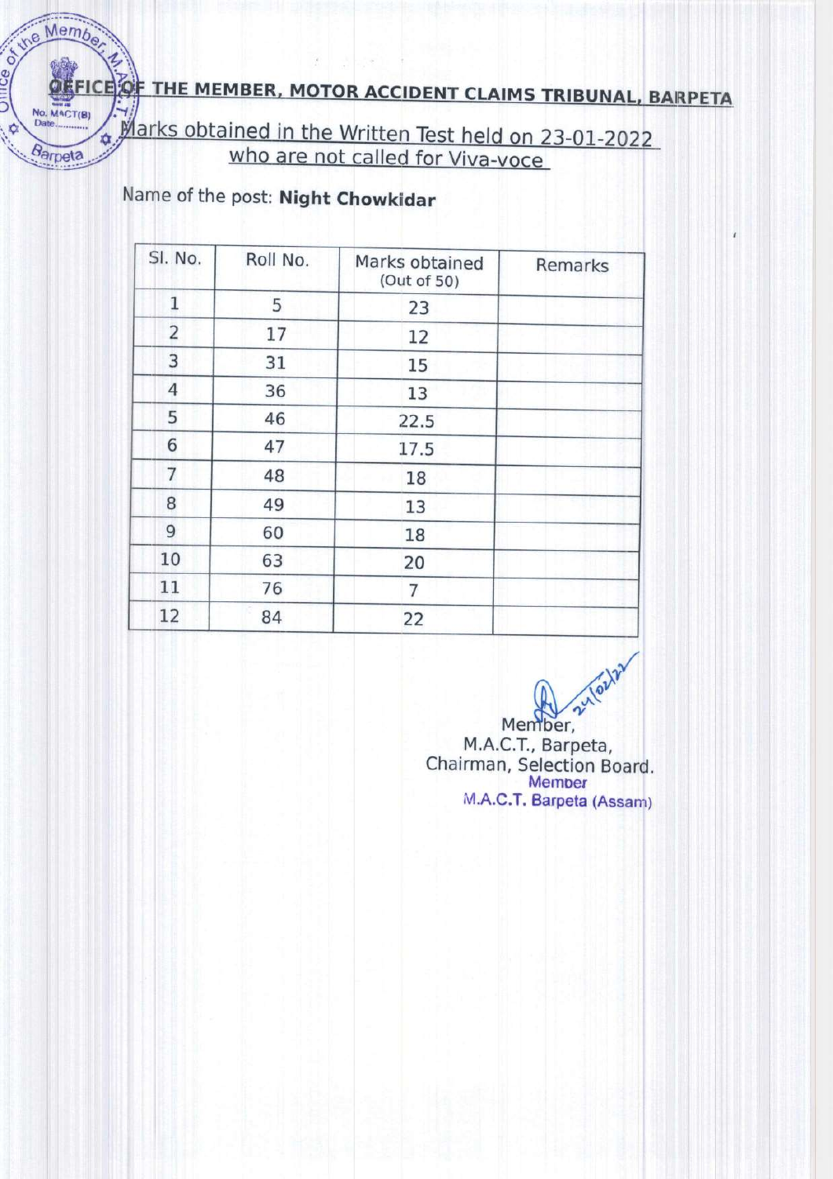## OFFICE OF THE MEMBER, MOTOR ACCIDENT CLAIMS TRIBUNAL, BARPETA

Marks obtained in the Written Test held on 23-01-2022 who are not called for Viva-voce

Name of the post: **Night Chowkidar**

| Sl. No. | Roll No. | Marks obtained (Out of 50) | Remarks |
|---|---|---|---|
| 1 | 5 | 23 | |
| 2 | 17 | 12 | |
| 3 | 31 | 15 | |
| 4 | 36 | 13 | |
| 5 | 46 | 22.5 | |
| 6 | 47 | 17.5 | |
| 7 | 48 | 18 | |
| 8 | 49 | 13 | |
| 9 | 60 | 18 | |
| 10 | 63 | 20 | |
| 11 | 76 | 7 | |
| 12 | 84 | 22 | |

24/02/22

Member,
M.A.C.T., Barpeta,
Chairman, Selection Board.
Member
M.A.C.T. Barpeta (Assam)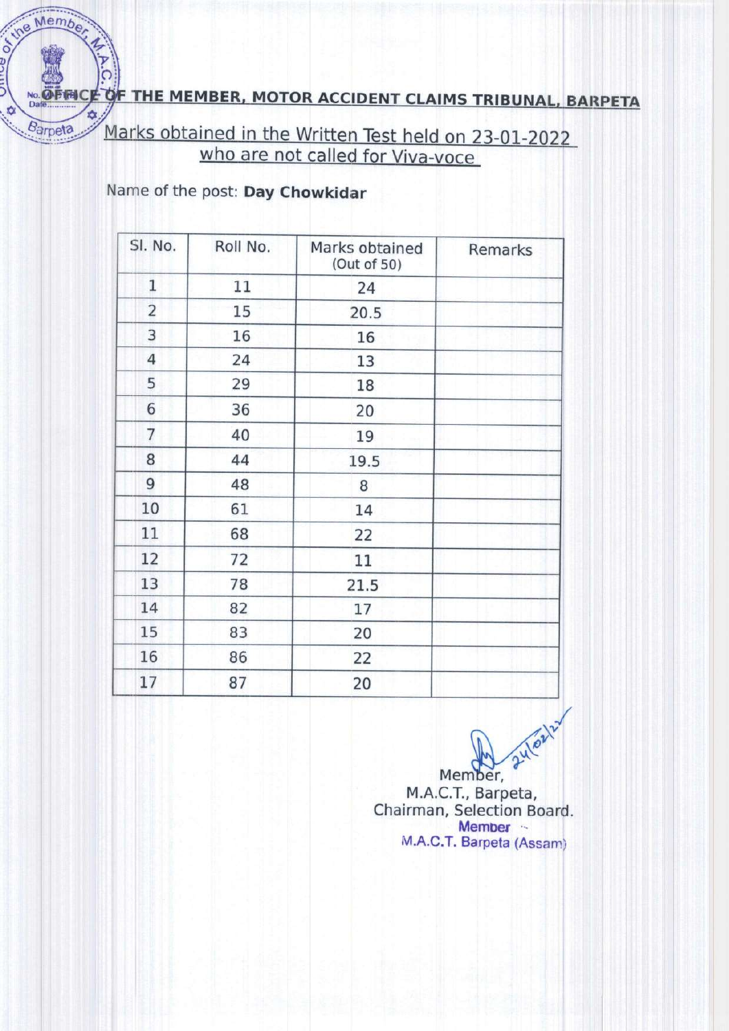# OFFICE OF THE MEMBER, MOTOR ACCIDENT CLAIMS TRIBUNAL, BARPETA

## Marks obtained in the Written Test held on 23-01-2022 who are not called for Viva-voce

Name of the post: **Day Chowkidar**

| Sl. No. | Roll No. | Marks obtained (Out of 50) | Remarks |
|---|---|---|---|
| 1 | 11 | 24 | |
| 2 | 15 | 20.5 | |
| 3 | 16 | 16 | |
| 4 | 24 | 13 | |
| 5 | 29 | 18 | |
| 6 | 36 | 20 | |
| 7 | 40 | 19 | |
| 8 | 44 | 19.5 | |
| 9 | 48 | 8 | |
| 10 | 61 | 14 | |
| 11 | 68 | 22 | |
| 12 | 72 | 11 | |
| 13 | 78 | 21.5 | |
| 14 | 82 | 17 | |
| 15 | 83 | 20 | |
| 16 | 86 | 22 | |
| 17 | 87 | 20 | |

24/02/22

Member,
M.A.C.T., Barpeta,
Chairman, Selection Board.
Member
M.A.C.T. Barpeta (Assam)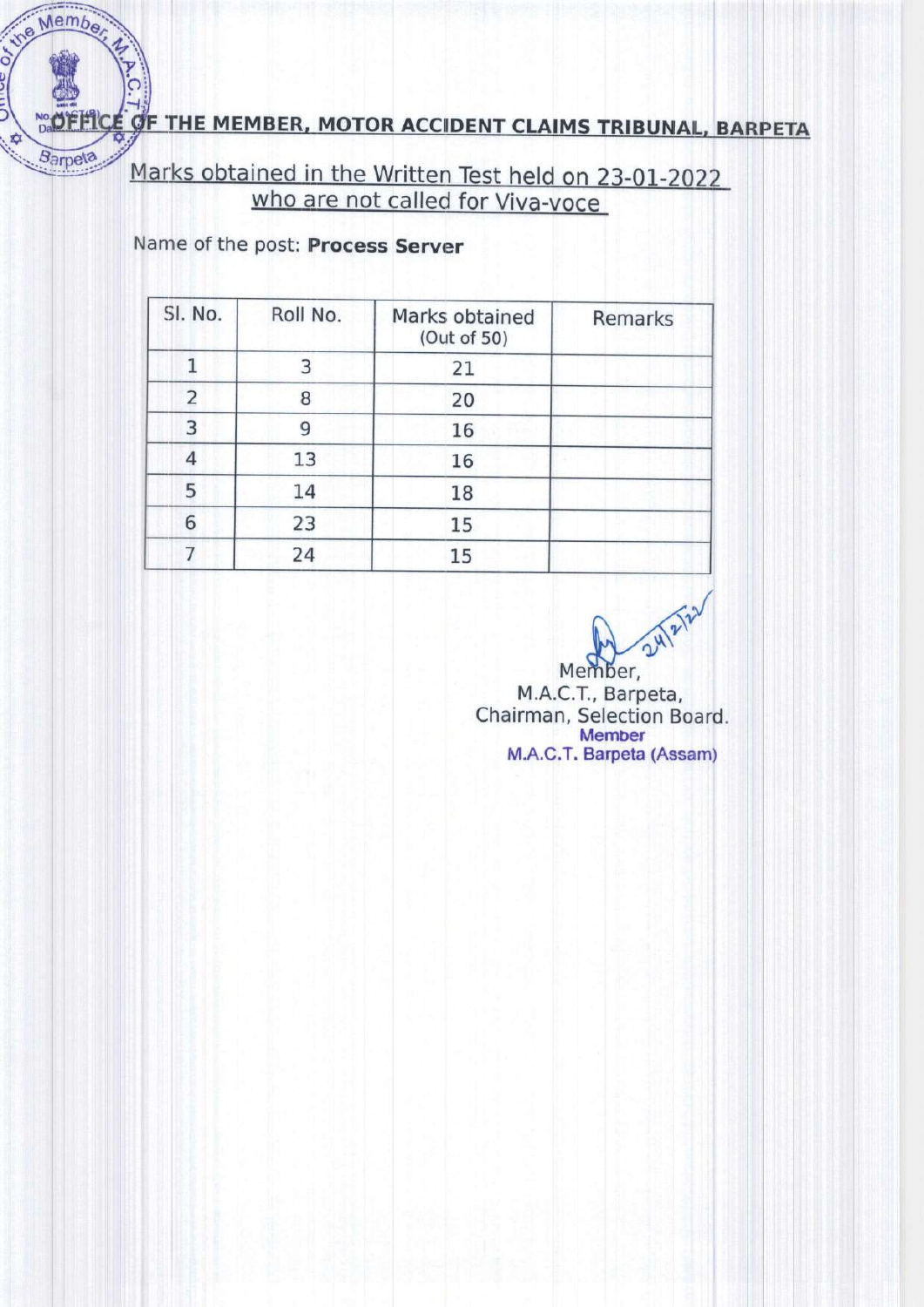# OFFICE OF THE MEMBER, MOTOR ACCIDENT CLAIMS TRIBUNAL, BARPETA

## Marks obtained in the Written Test held on 23-01-2022 who are not called for Viva-voce

Name of the post: **Process Server**

| Sl. No. | Roll No. | Marks obtained (Out of 50) | Remarks |
|---|---|---|---|
| 1 | 3 | 21 | |
| 2 | 8 | 20 | |
| 3 | 9 | 16 | |
| 4 | 13 | 16 | |
| 5 | 14 | 18 | |
| 6 | 23 | 15 | |
| 7 | 24 | 15 | |

24/2/22

Member,
M.A.C.T., Barpeta,
Chairman, Selection Board.
Member
M.A.C.T. Barpeta (Assam)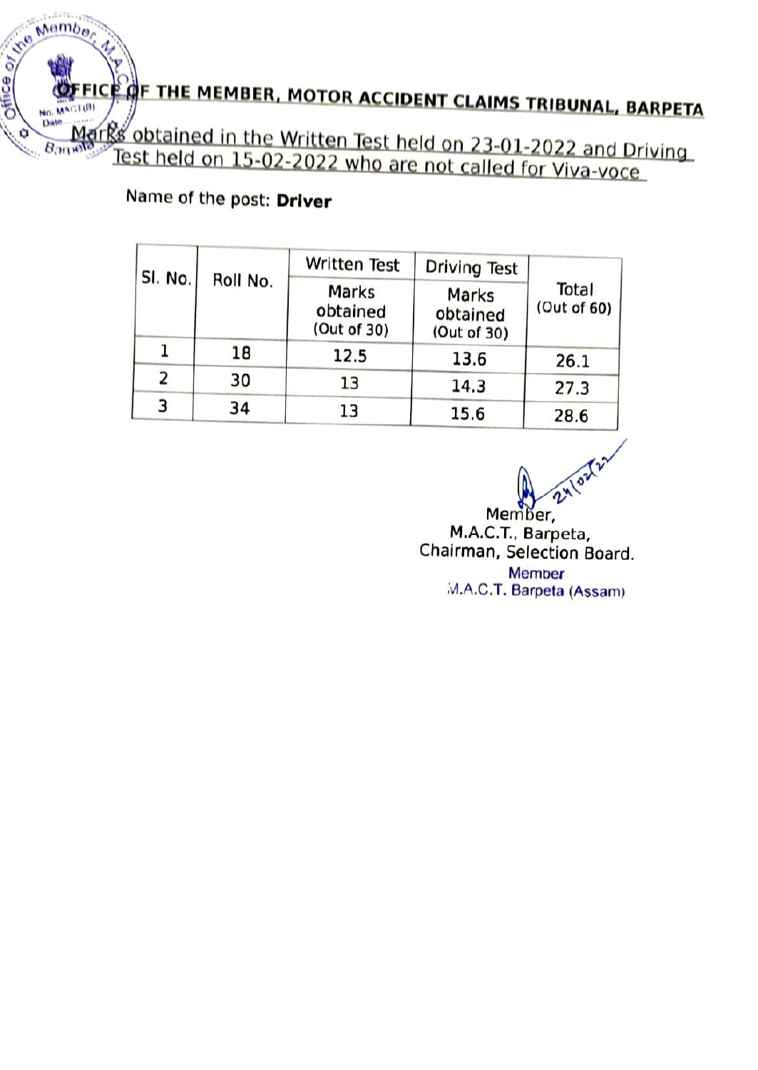# OFFICE OF THE MEMBER, MOTOR ACCIDENT CLAIMS TRIBUNAL, BARPETA

## Marks obtained in the Written Test held on 23-01-2022 and Driving Test held on 15-02-2022 who are not called for Viva-voce

Name of the post: **Driver**

| Sl. No. | Roll No. | Written Test | Driving Test | Total (Out of 60) |
|---|---|---|---|---|
| | | Marks obtained (Out of 30) | Marks obtained (Out of 30) | |
| 1 | 18 | 12.5 | 13.6 | 26.1 |
| 2 | 30 | 13 | 14.3 | 27.3 |
| 3 | 34 | 13 | 15.6 | 28.6 |

24/02/22

Member,
M.A.C.T., Barpeta,
Chairman, Selection Board.

Member
M.A.C.T. Barpeta (Assam)